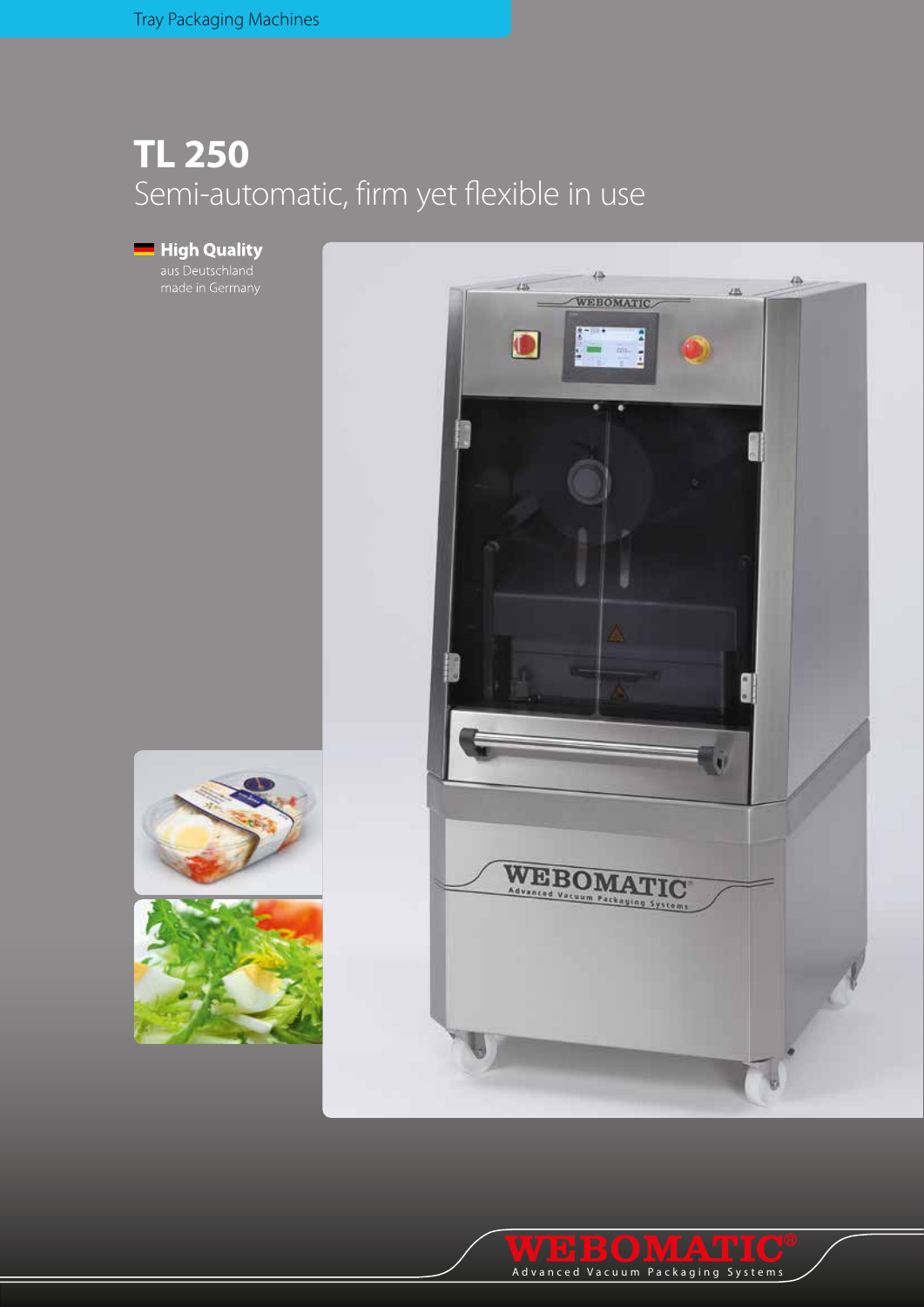Tray Packaging Machines

# TL 250

## Semi-automatic, firm yet flexible in use

**High Quality**
aus Deutschland
made in Germany

WEBOMATIC®
Advanced Vacuum Packaging Systems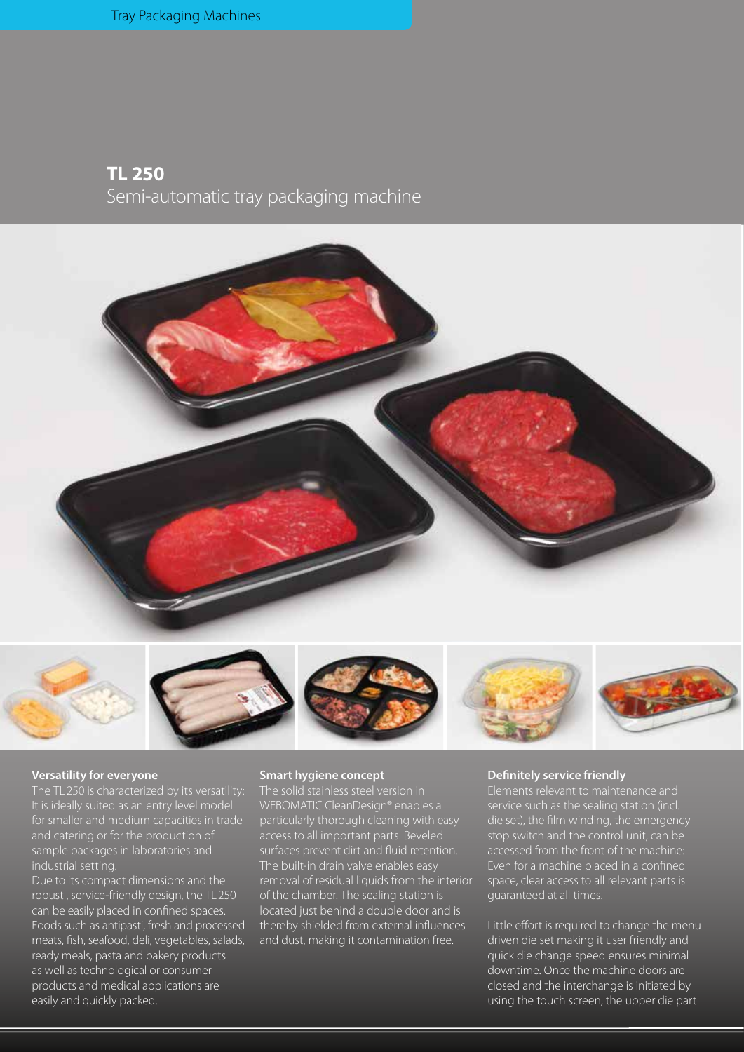# TL 250

## Semi-automatic tray packaging machine

### Versatility for everyone

The TL 250 is characterized by its versatility: It is ideally suited as an entry level model for smaller and medium capacities in trade and catering or for the production of sample packages in laboratories and industrial setting.

Due to its compact dimensions and the robust , service-friendly design, the TL 250 can be easily placed in confined spaces. Foods such as antipasti, fresh and processed meats, fish, seafood, deli, vegetables, salads, ready meals, pasta and bakery products as well as technological or consumer products and medical applications are easily and quickly packed.

### Smart hygiene concept

The solid stainless steel version in WEBOMATIC CleanDesign® enables a particularly thorough cleaning with easy access to all important parts. Beveled surfaces prevent dirt and fluid retention. The built-in drain valve enables easy removal of residual liquids from the interior of the chamber. The sealing station is located just behind a double door and is thereby shielded from external influences and dust, making it contamination free.

### Definitely service friendly

Elements relevant to maintenance and service such as the sealing station (incl. die set), the film winding, the emergency stop switch and the control unit, can be accessed from the front of the machine: Even for a machine placed in a confined space, clear access to all relevant parts is guaranteed at all times.

Little effort is required to change the menu driven die set making it user friendly and quick die change speed ensures minimal downtime. Once the machine doors are closed and the interchange is initiated by using the touch screen, the upper die part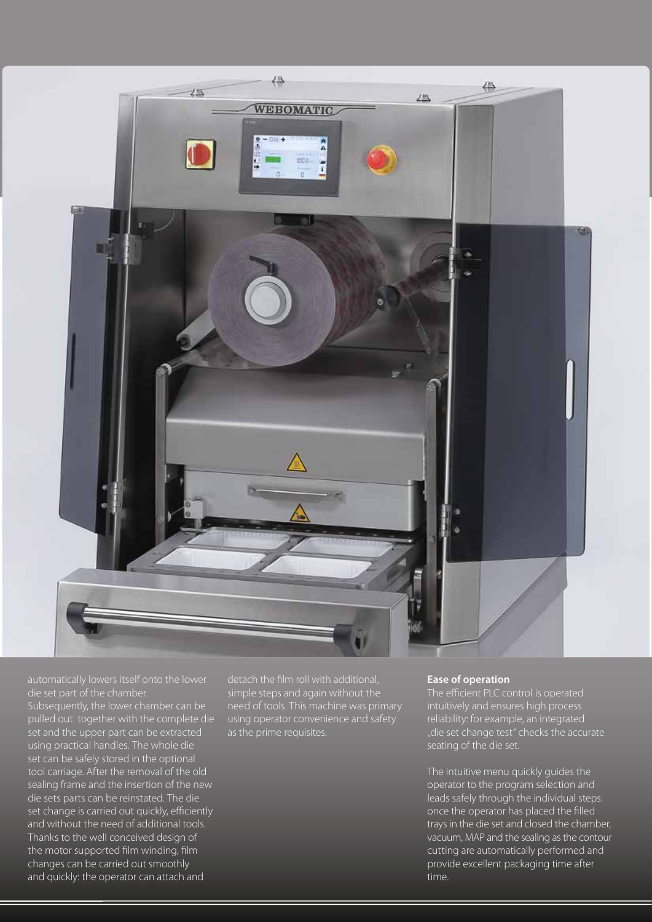automatically lowers itself onto the lower die set part of the chamber. Subsequently, the lower chamber can be pulled out together with the complete die set and the upper part can be extracted using practical handles. The whole die set can be safely stored in the optional tool carriage. After the removal of the old sealing frame and the insertion of the new die sets parts can be reinstated. The die set change is carried out quickly, efficiently and without the need of additional tools. Thanks to the well conceived design of the motor supported film winding, film changes can be carried out smoothly and quickly: the operator can attach and detach the film roll with additional, simple steps and again without the need of tools. This machine was primary using operator convenience and safety as the prime requisites.

**Ease of operation**

The efficient PLC control is operated intuitively and ensures high process reliability: for example, an integrated „die set change test" checks the accurate seating of the die set.

The intuitive menu quickly guides the operator to the program selection and leads safely through the individual steps: once the operator has placed the filled trays in the die set and closed the chamber, vacuum, MAP and the sealing as the contour cutting are automatically performed and provide excellent packaging time after time.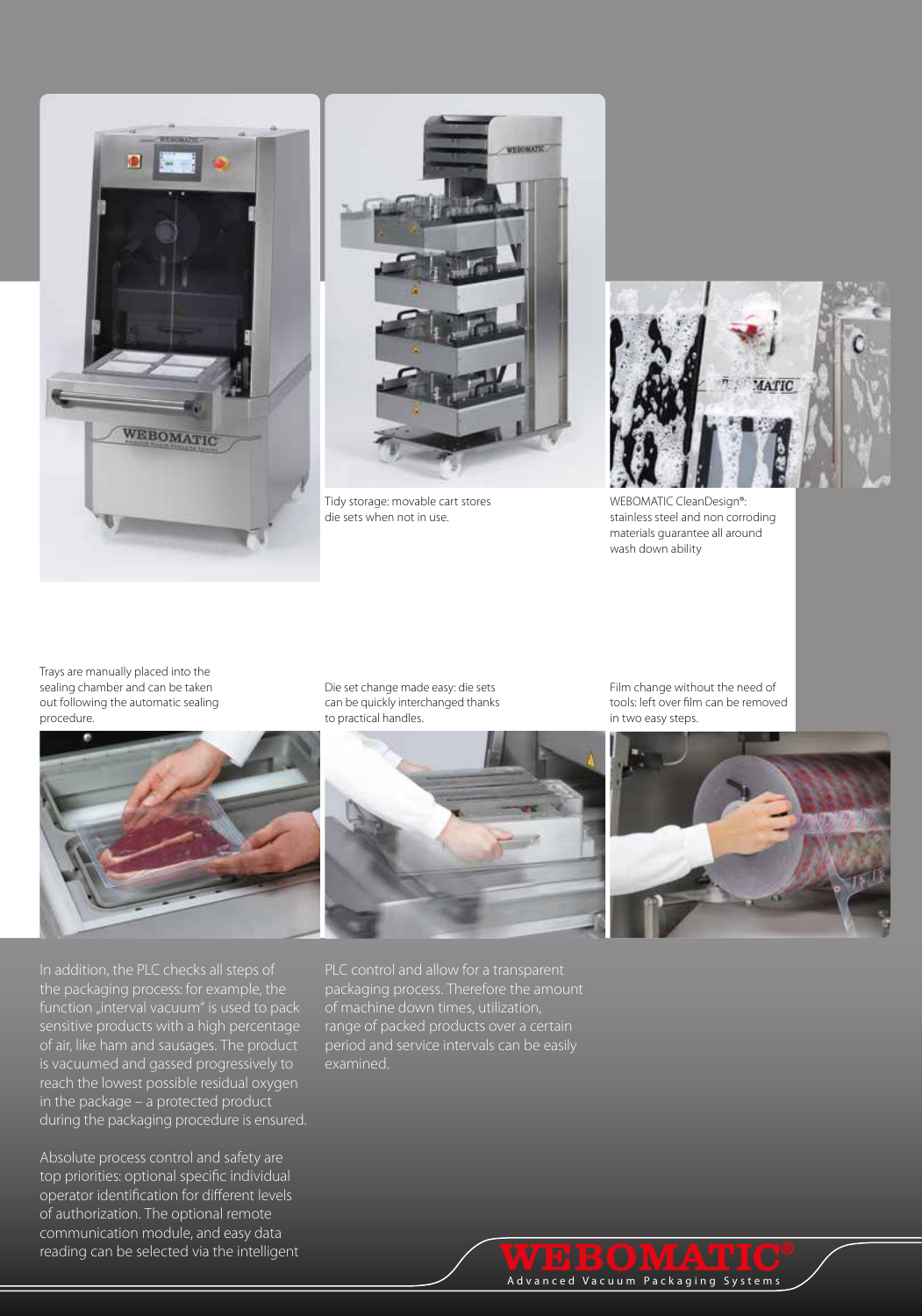Tidy storage: movable cart stores die sets when not in use.

WEBOMATIC CleanDesign®: stainless steel and non corroding materials guarantee all around wash down ability

Trays are manually placed into the sealing chamber and can be taken out following the automatic sealing procedure.

Die set change made easy: die sets can be quickly interchanged thanks to practical handles.

Film change without the need of tools: left over film can be removed in two easy steps.

In addition, the PLC checks all steps of the packaging process: for example, the function „interval vacuum" is used to pack sensitive products with a high percentage of air, like ham and sausages. The product is vacuumed and gassed progressively to reach the lowest possible residual oxygen in the package – a protected product during the packaging procedure is ensured.

Absolute process control and safety are top priorities: optional specific individual operator identification for different levels of authorization. The optional remote communication module, and easy data reading can be selected via the intelligent PLC control and allow for a transparent packaging process. Therefore the amount of machine down times, utilization, range of packed products over a certain period and service intervals can be easily examined.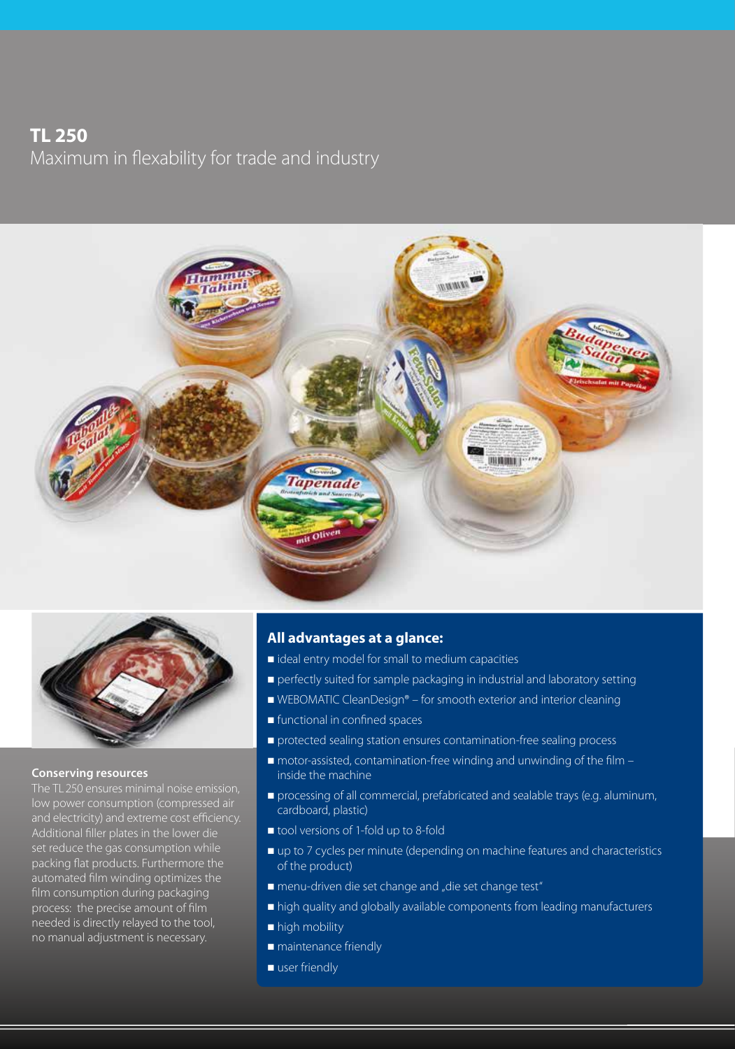# TL 250

Maximum in flexability for trade and industry

### Conserving resources

The TL 250 ensures minimal noise emission, low power consumption (compressed air and electricity) and extreme cost efficiency. Additional filler plates in the lower die set reduce the gas consumption while packing flat products. Furthermore the automated film winding optimizes the film consumption during packaging process: the precise amount of film needed is directly relayed to the tool, no manual adjustment is necessary.

### All advantages at a glance:

- ideal entry model for small to medium capacities
- perfectly suited for sample packaging in industrial and laboratory setting
- WEBOMATIC CleanDesign® – for smooth exterior and interior cleaning
- functional in confined spaces
- protected sealing station ensures contamination-free sealing process
- motor-assisted, contamination-free winding and unwinding of the film – inside the machine
- processing of all commercial, prefabricated and sealable trays (e.g. aluminum, cardboard, plastic)
- tool versions of 1-fold up to 8-fold
- up to 7 cycles per minute (depending on machine features and characteristics of the product)
- menu-driven die set change and „die set change test"
- high quality and globally available components from leading manufacturers
- high mobility
- maintenance friendly
- user friendly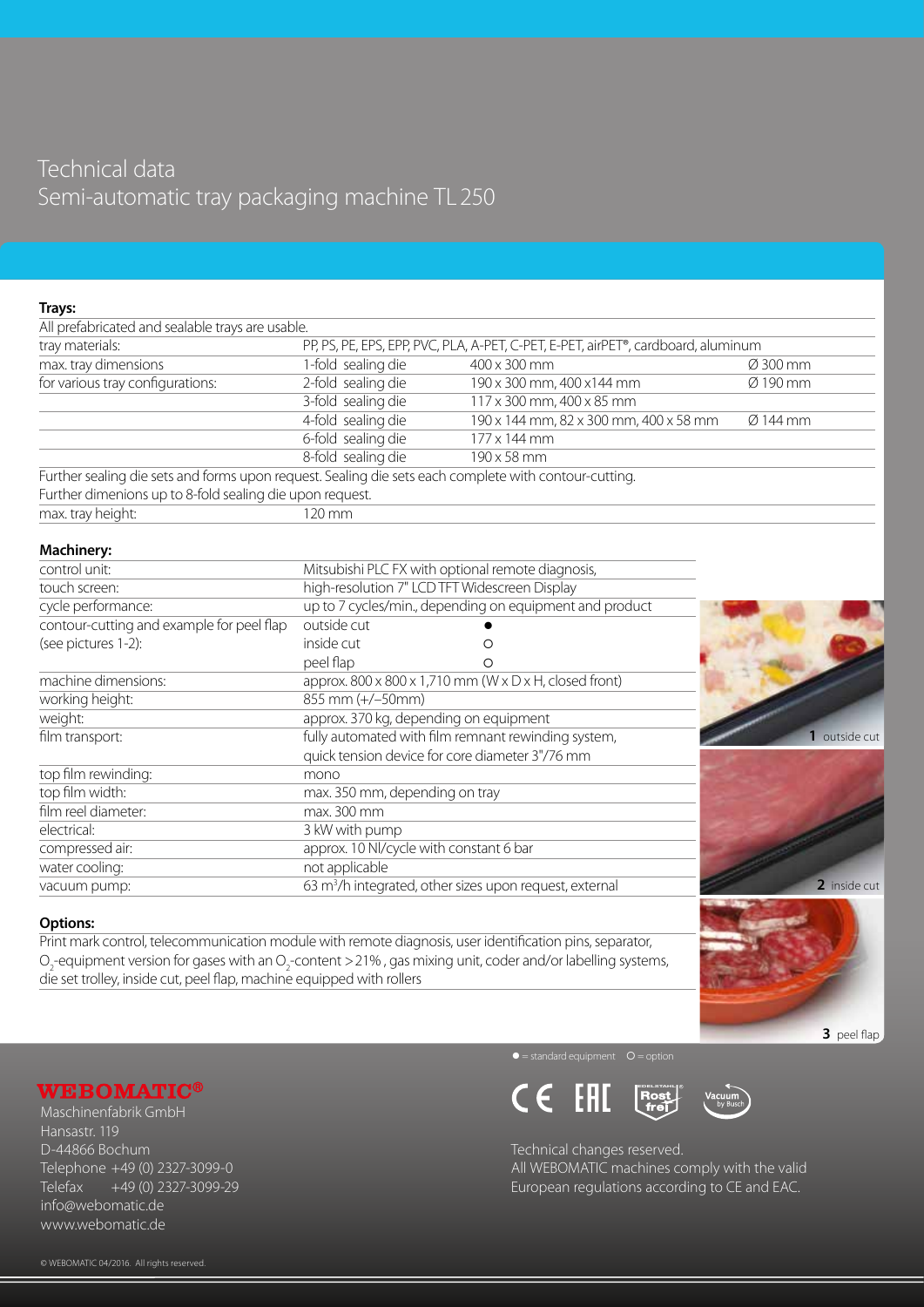// Technical data
// Semi-automatic tray packaging machine TL 250

# Technical data
# Semi-automatic tray packaging machine TL 250

### Trays:

All prefabricated and sealable trays are usable.

| | | | |
|---|---|---|---|
| tray materials: | PP, PS, PE, EPS, EPP, PVC, PLA, A-PET, C-PET, E-PET, airPET®, cardboard, aluminum | | |
| max. tray dimensions | 1-fold sealing die | 400 x 300 mm | Ø 300 mm |
| for various tray configurations: | 2-fold sealing die | 190 x 300 mm, 400 x144 mm | Ø 190 mm |
| | 3-fold sealing die | 117 x 300 mm, 400 x 85 mm | |
| | 4-fold sealing die | 190 x 144 mm, 82 x 300 mm, 400 x 58 mm | Ø 144 mm |
| | 6-fold sealing die | 177 x 144 mm | |
| | 8-fold sealing die | 190 x 58 mm | |

Further sealing die sets and forms upon request. Sealing die sets each complete with contour-cutting.
Further dimenions up to 8-fold sealing die upon request.

| | |
|---|---|
| max. tray height: | 120 mm |

### Machinery:

| | | |
|---|---|---|
| control unit: | Mitsubishi PLC FX with optional remote diagnosis, | |
| touch screen: | high-resolution 7" LCD TFT Widescreen Display | |
| cycle performance: | up to 7 cycles/min., depending on equipment and product | |
| contour-cutting and example for peel flap | outside cut | ● |
| (see pictures 1-2): | inside cut | ○ |
| | peel flap | ○ |
| machine dimensions: | approx. 800 x 800 x 1,710 mm (W x D x H, closed front) | |
| working height: | 855 mm (+/–50mm) | |
| weight: | approx. 370 kg, depending on equipment | |
| film transport: | fully automated with film remnant rewinding system, quick tension device for core diameter 3"/76 mm | |
| top film rewinding: | mono | |
| top film width: | max. 350 mm, depending on tray | |
| film reel diameter: | max. 300 mm | |
| electrical: | 3 kW with pump | |
| compressed air: | approx. 10 Nl/cycle with constant 6 bar | |
| water cooling: | not applicable | |
| vacuum pump: | 63 $m^3$/h integrated, other sizes upon request, external | |

**1** outside cut

**2** inside cut

**3** peel flap

### Options:

Print mark control, telecommunication module with remote diagnosis, user identification pins, separator, $O_2$-equipment version for gases with an $O_2$-content > 21% , gas mixing unit, coder and/or labelling systems, die set trolley, inside cut, peel flap, machine equipped with rollers

● = standard equipment ○ = option

**WEBOMATIC®**
Maschinenfabrik GmbH
Hansastr. 119
D-44866 Bochum
Telephone +49 (0) 2327-3099-0
Telefax +49 (0) 2327-3099-29
info@webomatic.de
www.webomatic.de

Technical changes reserved.
All WEBOMATIC machines comply with the valid European regulations according to CE and EAC.

© WEBOMATIC 04/2016. All rights reserved.